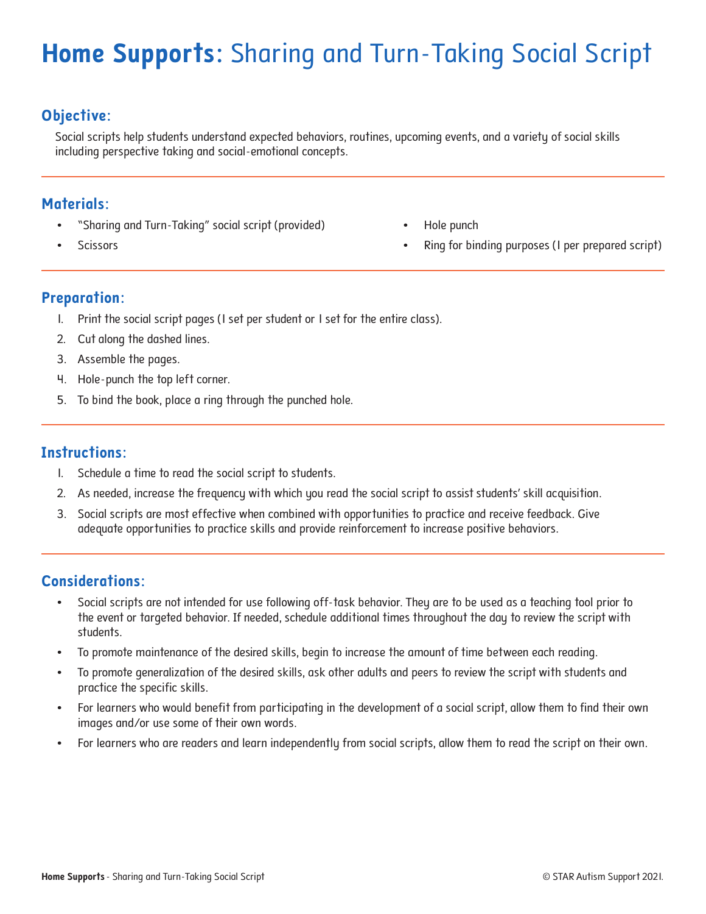# **Home Supports**: Sharing and Turn-Taking Social Script

## Objective:

Social scripts help students understand expected behaviors, routines, upcoming events, and a variety of social skills including perspective taking and social-emotional concepts.

## Materials:

- "Sharing and Turn-Taking" social script (provided)
- Scissors
- Hole punch
- Ring for binding purposes (1 per prepared script)

## Preparation:

1. Print the social script pages (1 set per student or 1 set for the entire class).
2. Cut along the dashed lines.
3. Assemble the pages.
4. Hole-punch the top left corner.
5. To bind the book, place a ring through the punched hole.

## Instructions:

1. Schedule a time to read the social script to students.
2. As needed, increase the frequency with which you read the social script to assist students' skill acquisition.
3. Social scripts are most effective when combined with opportunities to practice and receive feedback. Give adequate opportunities to practice skills and provide reinforcement to increase positive behaviors.

## Considerations:

- Social scripts are not intended for use following off-task behavior. They are to be used as a teaching tool prior to the event or targeted behavior. If needed, schedule additional times throughout the day to review the script with students.
- To promote maintenance of the desired skills, begin to increase the amount of time between each reading.
- To promote generalization of the desired skills, ask other adults and peers to review the script with students and practice the specific skills.
- For learners who would benefit from participating in the development of a social script, allow them to find their own images and/or use some of their own words.
- For learners who are readers and learn independently from social scripts, allow them to read the script on their own.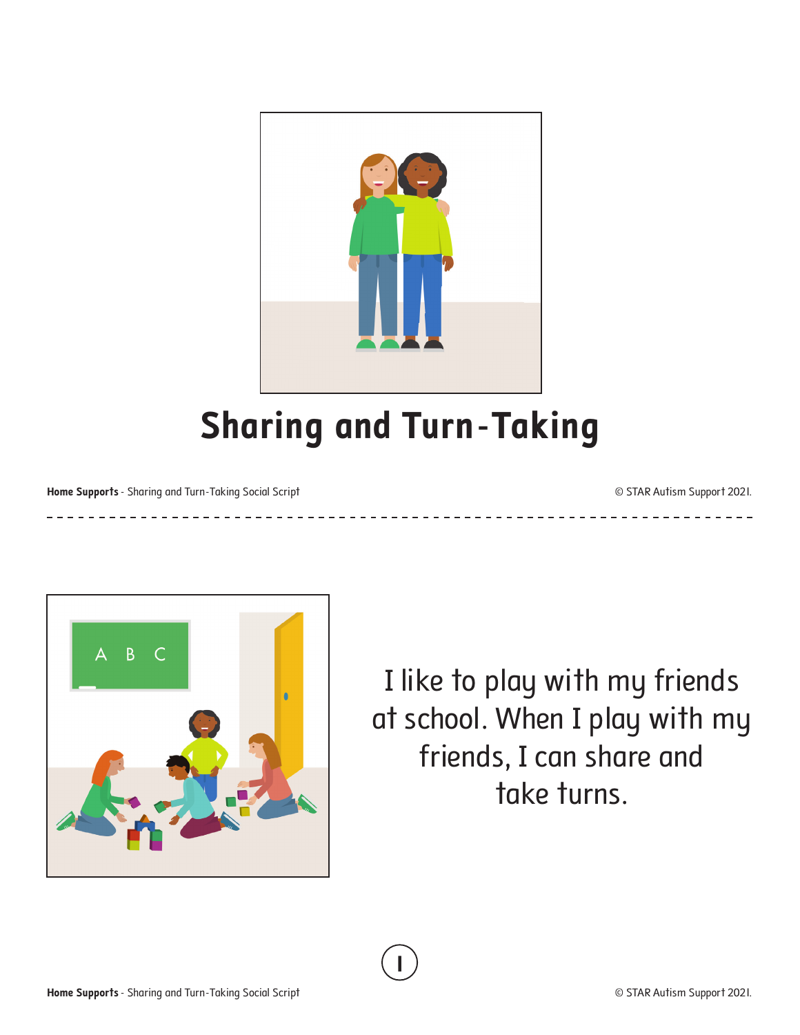# Sharing and Turn-Taking

I like to play with my friends at school. When I play with my friends, I can share and take turns.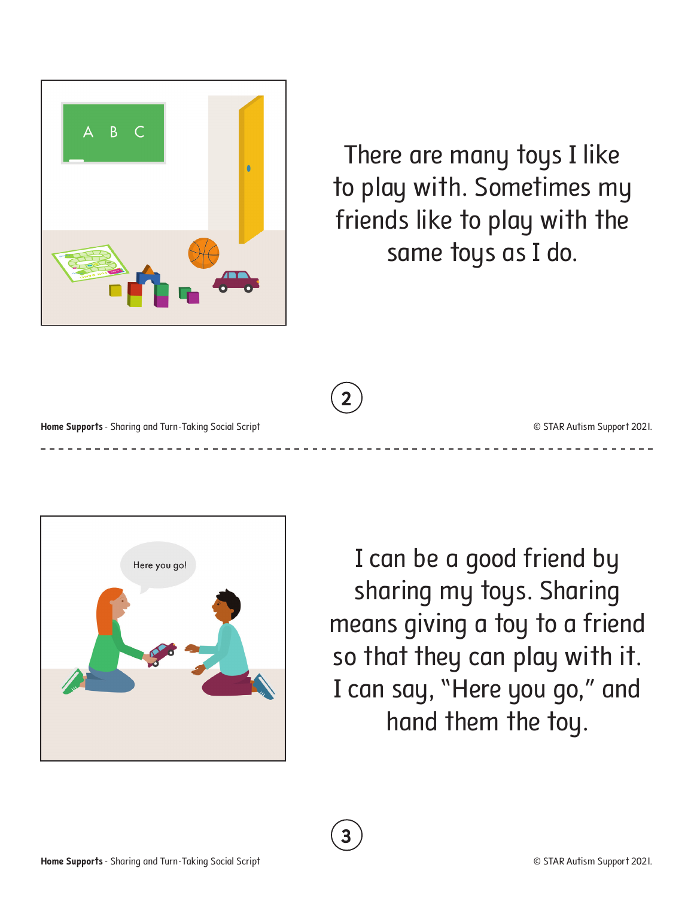There are many toys I like to play with. Sometimes my friends like to play with the same toys as I do.

I can be a good friend by sharing my toys. Sharing means giving a toy to a friend so that they can play with it. I can say, "Here you go," and hand them the toy.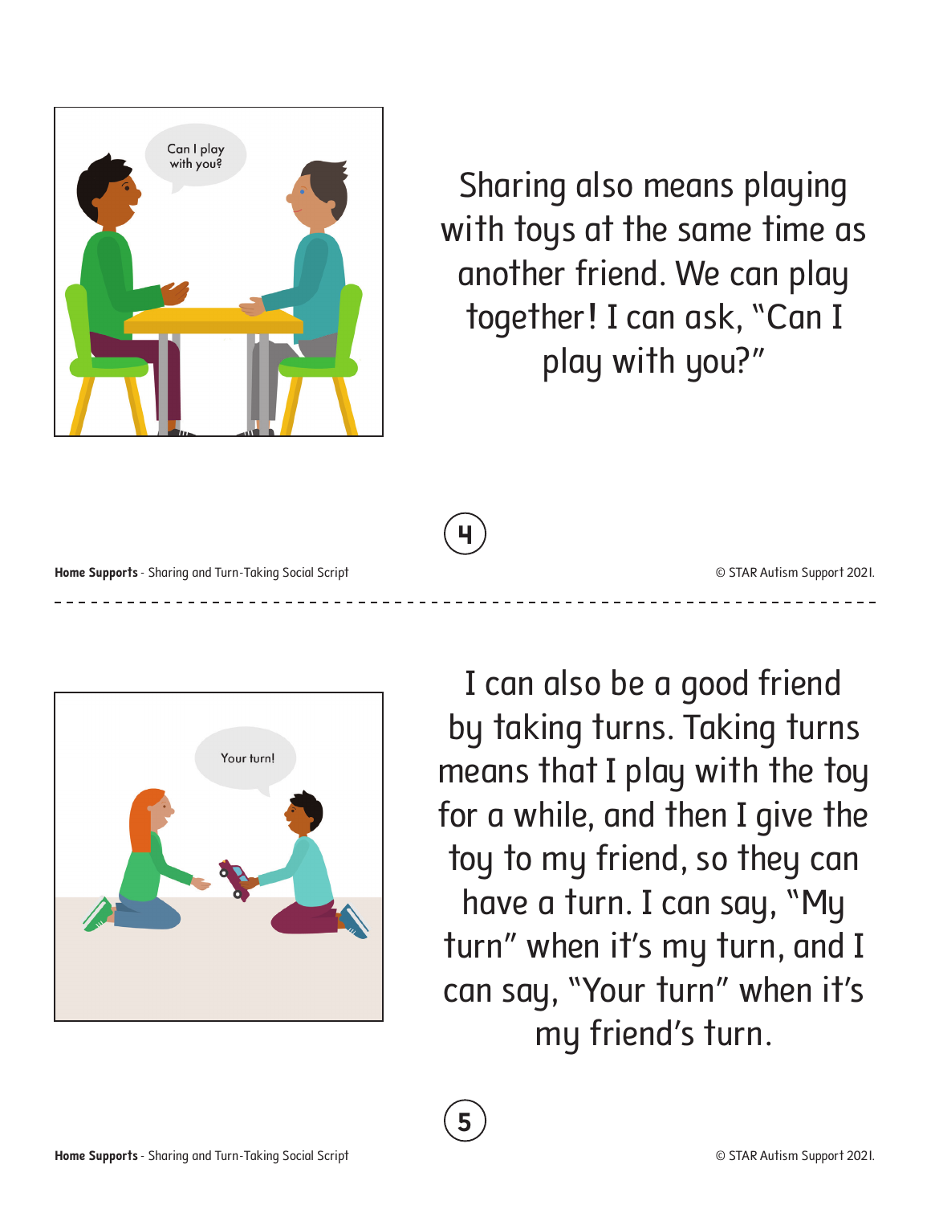Sharing also means playing with toys at the same time as another friend. We can play together! I can ask, "Can I play with you?"

I can also be a good friend by taking turns. Taking turns means that I play with the toy for a while, and then I give the toy to my friend, so they can have a turn. I can say, "My turn" when it's my turn, and I can say, "Your turn" when it's my friend's turn.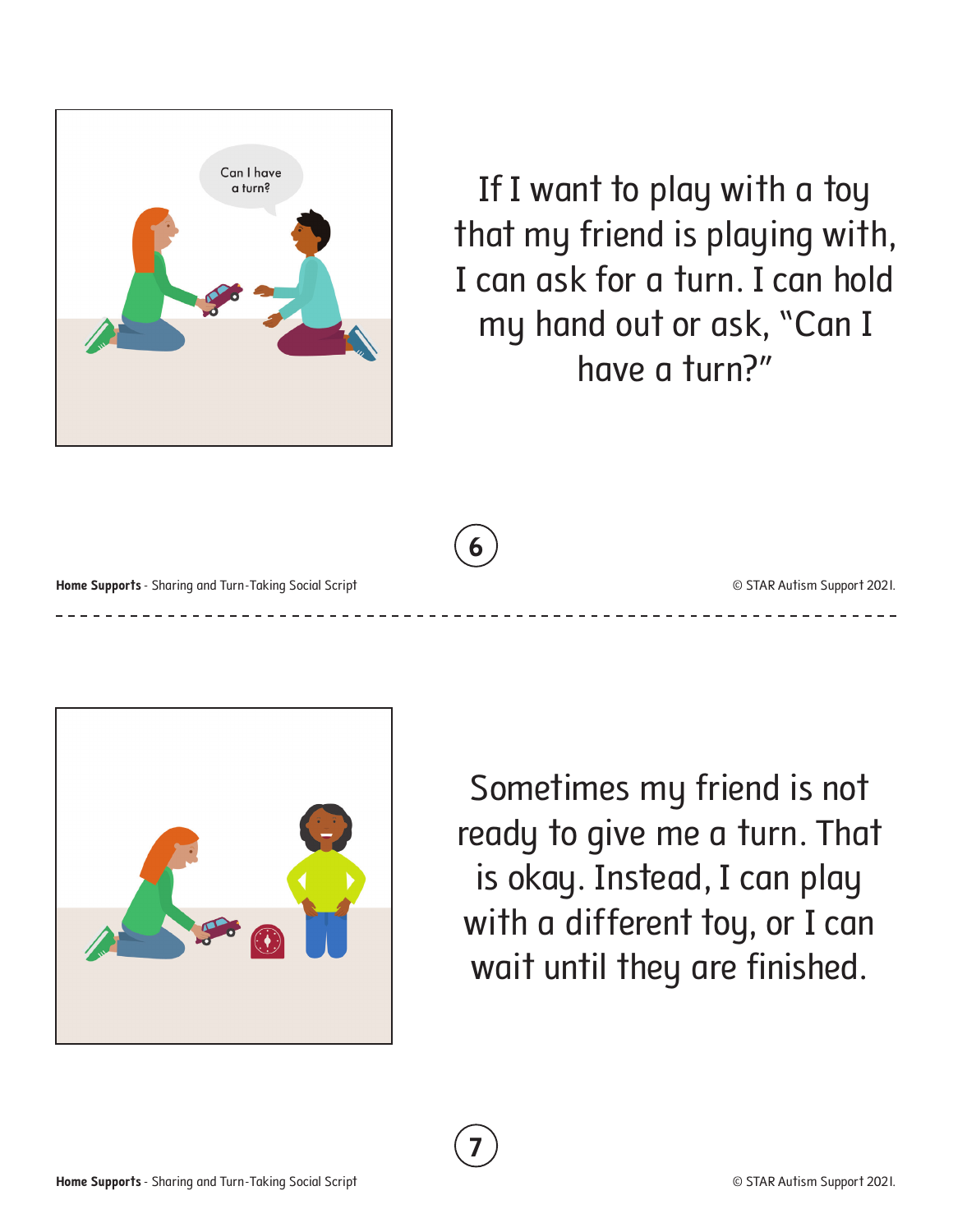If I want to play with a toy that my friend is playing with, I can ask for a turn. I can hold my hand out or ask, "Can I have a turn?"

Sometimes my friend is not ready to give me a turn. That is okay. Instead, I can play with a different toy, or I can wait until they are finished.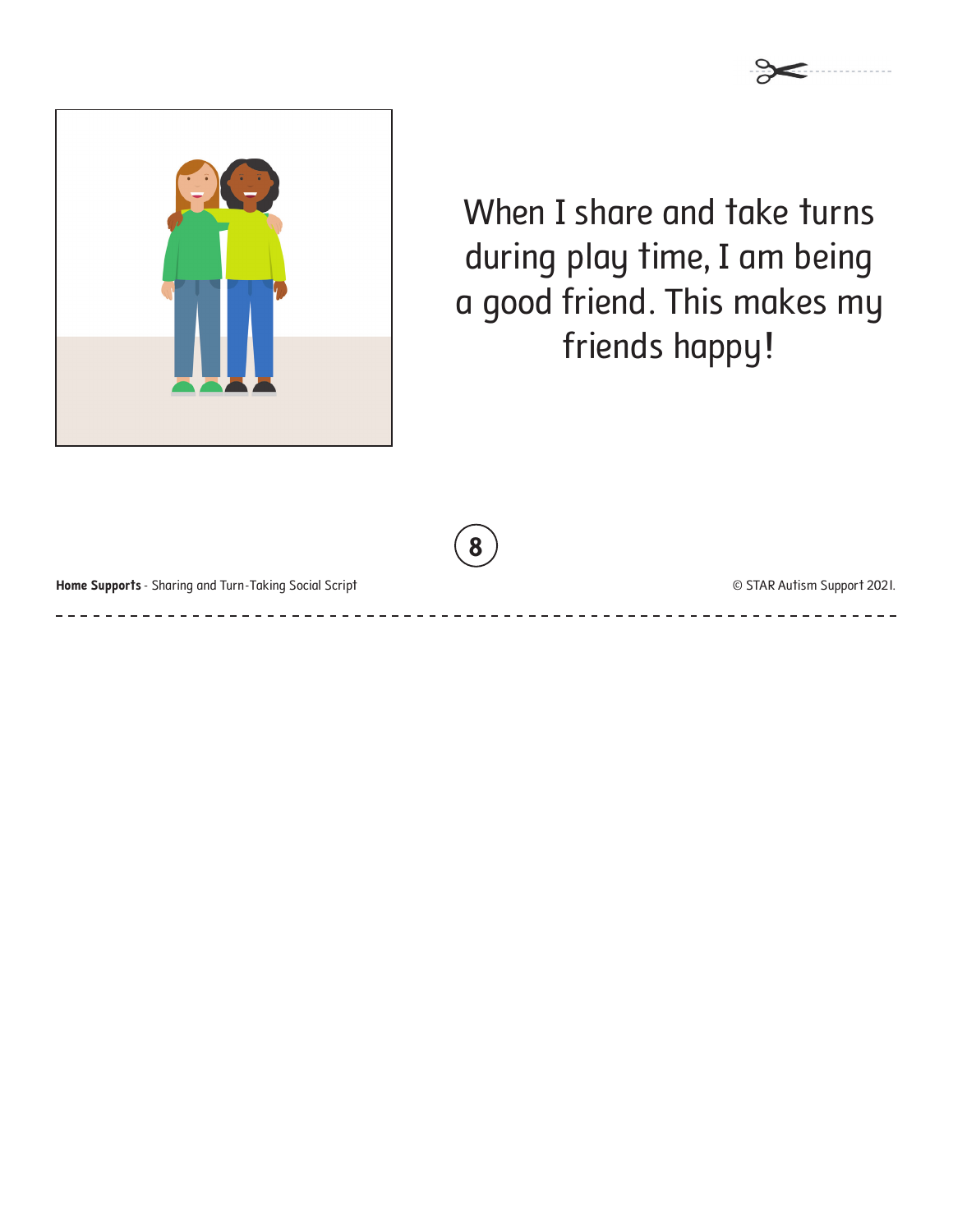When I share and take turns during play time, I am being a good friend. This makes my friends happy!